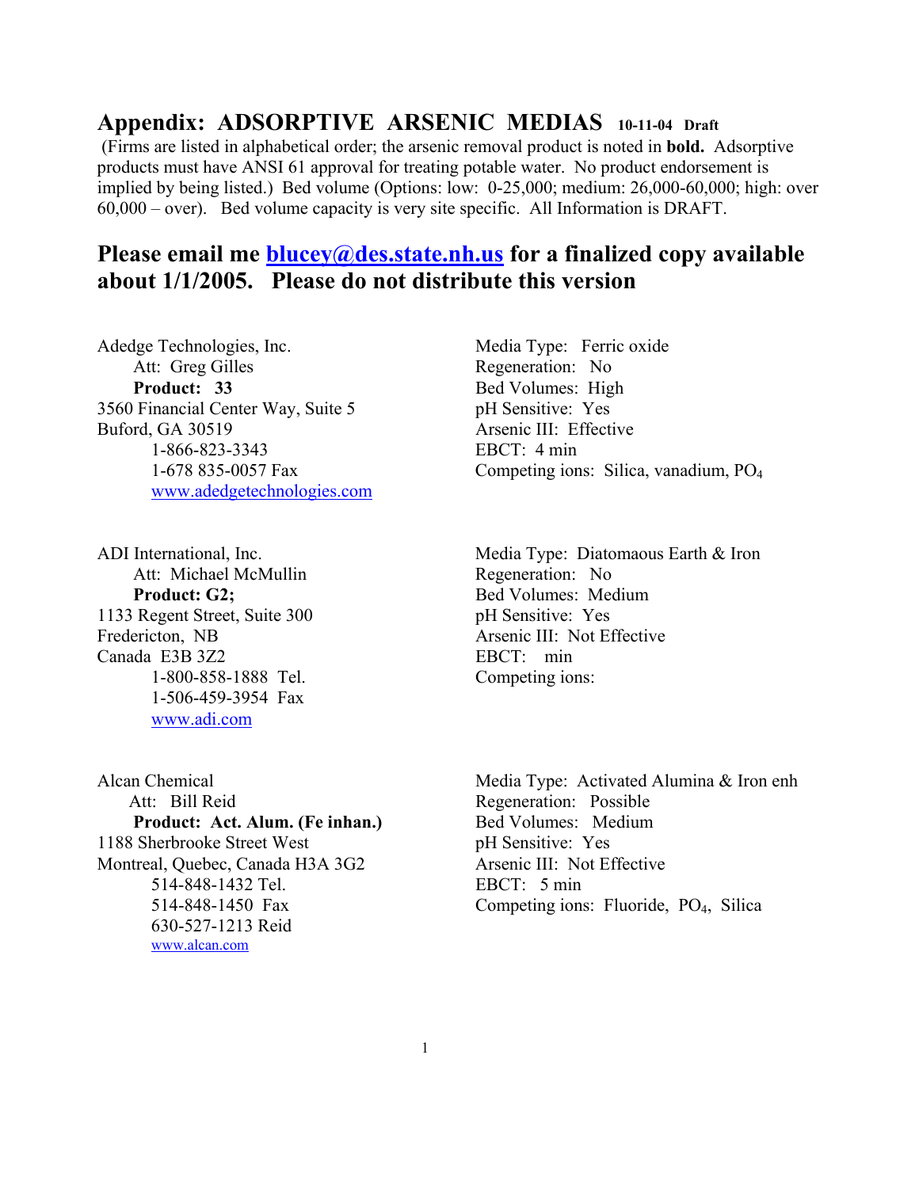# Appendix: ADSORPTIVE ARSENIC MEDIAS 10-11-04 Draft

(Firms are listed in alphabetical order; the arsenic removal product is noted in **bold.** Adsorptive products must have ANSI 61 approval for treating potable water. No product endorsement is implied by being listed.) Bed volume (Options: low: 0-25,000; medium: 26,000-60,000; high: over 60,000 – over). Bed volume capacity is very site specific. All Information is DRAFT.

## Please email me blucey@des.state.nh.us for a finalized copy available about 1/1/2005. Please do not distribute this version

Adedge Technologies, Inc.
Att: Greg Gilles
**Product: 33**
3560 Financial Center Way, Suite 5
Buford, GA 30519
1-866-823-3343
1-678 835-0057 Fax
www.adedgetechnologies.com

Media Type: Ferric oxide
Regeneration: No
Bed Volumes: High
pH Sensitive: Yes
Arsenic III: Effective
EBCT: 4 min
Competing ions: Silica, vanadium, $PO_4$

ADI International, Inc.
Att: Michael McMullin
**Product: G2;**
1133 Regent Street, Suite 300
Fredericton, NB
Canada E3B 3Z2
1-800-858-1888 Tel.
1-506-459-3954 Fax
www.adi.com

Media Type: Diatomaous Earth & Iron
Regeneration: No
Bed Volumes: Medium
pH Sensitive: Yes
Arsenic III: Not Effective
EBCT: min
Competing ions:

Alcan Chemical
Att: Bill Reid
**Product: Act. Alum. (Fe inhan.)**
1188 Sherbrooke Street West
Montreal, Quebec, Canada H3A 3G2
514-848-1432 Tel.
514-848-1450 Fax
630-527-1213 Reid
www.alcan.com

Media Type: Activated Alumina & Iron enh
Regeneration: Possible
Bed Volumes: Medium
pH Sensitive: Yes
Arsenic III: Not Effective
EBCT: 5 min
Competing ions: Fluoride, $PO_4$, Silica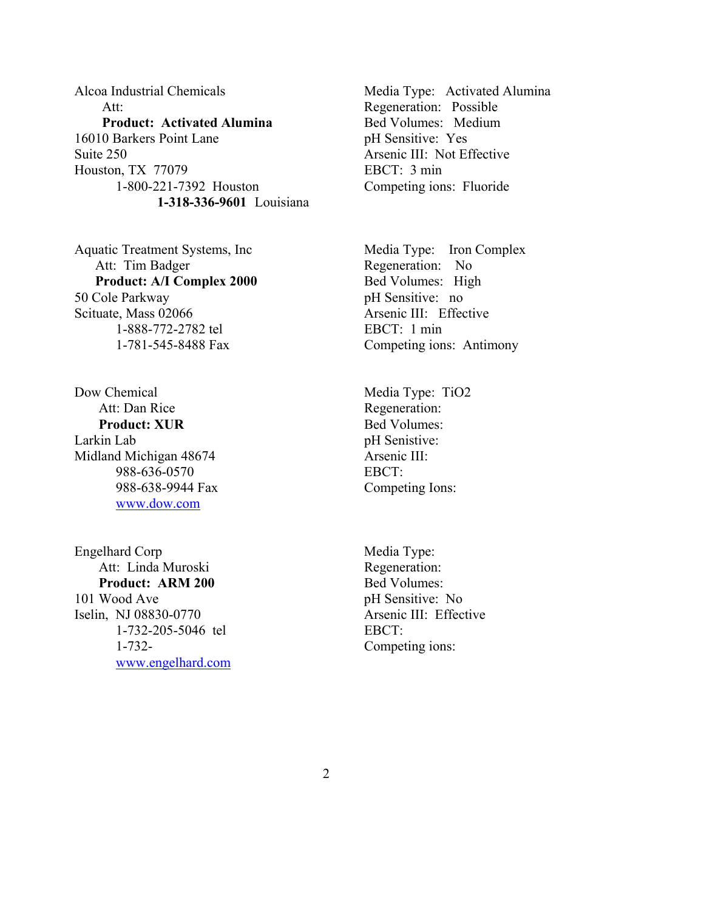Alcoa Industrial Chemicals
Att:
**Product: Activated Alumina**
16010 Barkers Point Lane
Suite 250
Houston, TX 77079
1-800-221-7392 Houston
**1-318-336-9601** Louisiana

Media Type: Activated Alumina
Regeneration: Possible
Bed Volumes: Medium
pH Sensitive: Yes
Arsenic III: Not Effective
EBCT: 3 min
Competing ions: Fluoride

Aquatic Treatment Systems, Inc
Att: Tim Badger
**Product: A/I Complex 2000**
50 Cole Parkway
Scituate, Mass 02066
1-888-772-2782 tel
1-781-545-8488 Fax

Media Type: Iron Complex
Regeneration: No
Bed Volumes: High
pH Sensitive: no
Arsenic III: Effective
EBCT: 1 min
Competing ions: Antimony

Dow Chemical
Att: Dan Rice
**Product: XUR**
Larkin Lab
Midland Michigan 48674
988-636-0570
988-638-9944 Fax
www.dow.com

Media Type: $TiO_2$
Regeneration:
Bed Volumes:
pH Senistive:
Arsenic III:
EBCT:
Competing Ions:

Engelhard Corp
Att: Linda Muroski
**Product: ARM 200**
101 Wood Ave
Iselin, NJ 08830-0770
1-732-205-5046 tel
1-732-
www.engelhard.com

Media Type:
Regeneration:
Bed Volumes:
pH Sensitive: No
Arsenic III: Effective
EBCT:
Competing ions: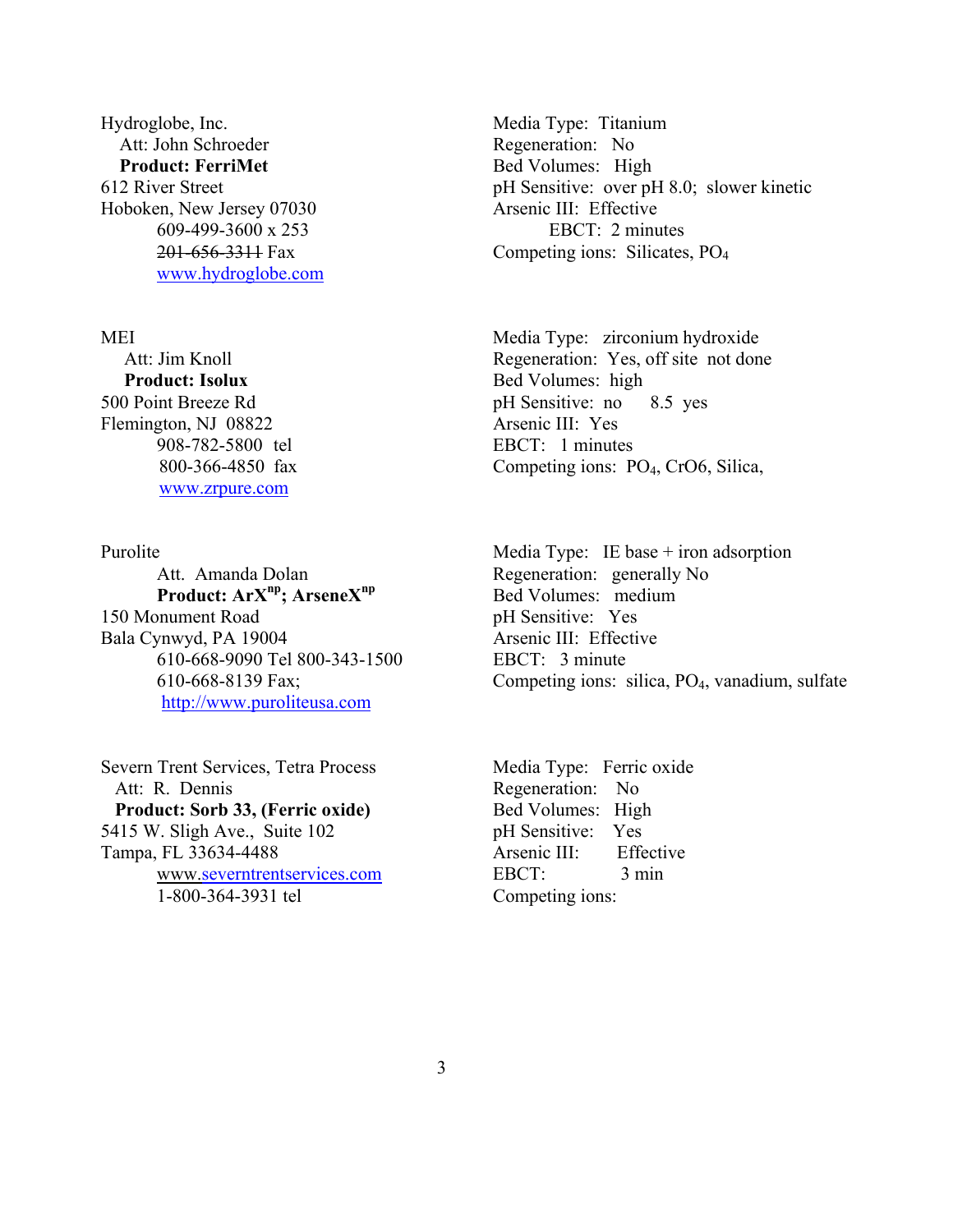Hydroglobe, Inc.
Att: John Schroeder
**Product: FerriMet**
612 River Street
Hoboken, New Jersey 07030
609-499-3600 x 253
~~201-656-3311~~ Fax
www.hydroglobe.com

Media Type: Titanium
Regeneration: No
Bed Volumes: High
pH Sensitive: over pH 8.0; slower kinetic
Arsenic III: Effective
EBCT: 2 minutes
Competing ions: Silicates, $PO_4$

MEI
Att: Jim Knoll
**Product: Isolux**
500 Point Breeze Rd
Flemington, NJ 08822
908-782-5800 tel
800-366-4850 fax
www.zrpure.com

Media Type: zirconium hydroxide
Regeneration: Yes, off site not done
Bed Volumes: high
pH Sensitive: no 8.5 yes
Arsenic III: Yes
EBCT: 1 minutes
Competing ions: $PO_4$, CrO6, Silica,

Purolite
Att. Amanda Dolan
**Product: $ArX^{np}$; $ArseneX^{np}$**
150 Monument Road
Bala Cynwyd, PA 19004
610-668-9090 Tel 800-343-1500
610-668-8139 Fax;
http://www.puroliteusa.com

Media Type: IE base + iron adsorption
Regeneration: generally No
Bed Volumes: medium
pH Sensitive: Yes
Arsenic III: Effective
EBCT: 3 minute
Competing ions: silica, $PO_4$, vanadium, sulfate

Severn Trent Services, Tetra Process
Att: R. Dennis
**Product: Sorb 33, (Ferric oxide)**
5415 W. Sligh Ave., Suite 102
Tampa, FL 33634-4488
www.severntrentservices.com
1-800-364-3931 tel

Media Type: Ferric oxide
Regeneration: No
Bed Volumes: High
pH Sensitive: Yes
Arsenic III: Effective
EBCT: 3 min
Competing ions: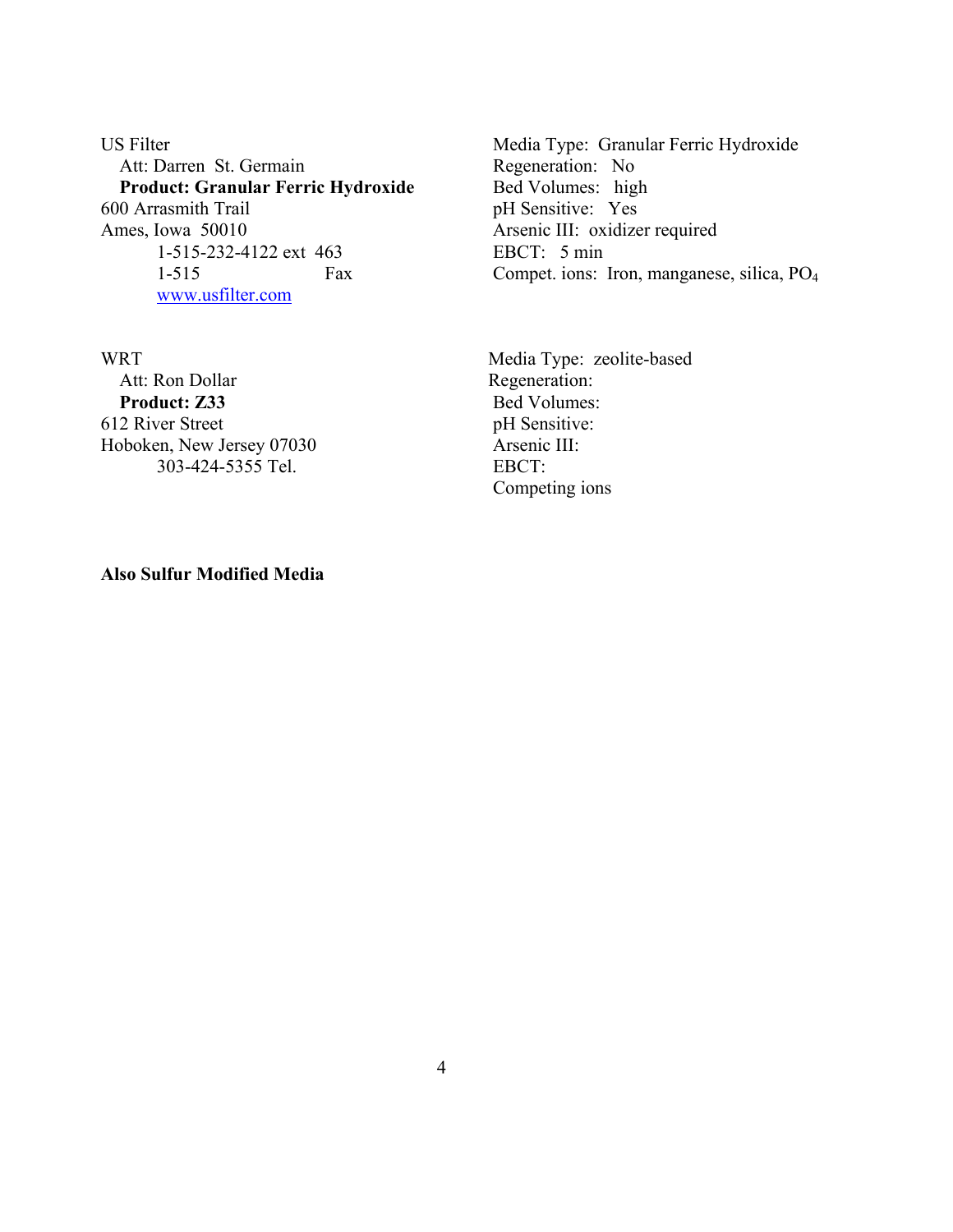US Filter
Att: Darren St. Germain
**Product: Granular Ferric Hydroxide**
600 Arrasmith Trail
Ames, Iowa 50010
1-515-232-4122 ext 463
1-515 Fax
www.usfilter.com

Media Type: Granular Ferric Hydroxide
Regeneration: No
Bed Volumes: high
pH Sensitive: Yes
Arsenic III: oxidizer required
EBCT: 5 min
Compet. ions: Iron, manganese, silica, $PO_4$

WRT
Att: Ron Dollar
**Product: Z33**
612 River Street
Hoboken, New Jersey 07030
303-424-5355 Tel.

Media Type: zeolite-based
Regeneration:
Bed Volumes:
pH Sensitive:
Arsenic III:
EBCT:
Competing ions

**Also Sulfur Modified Media**